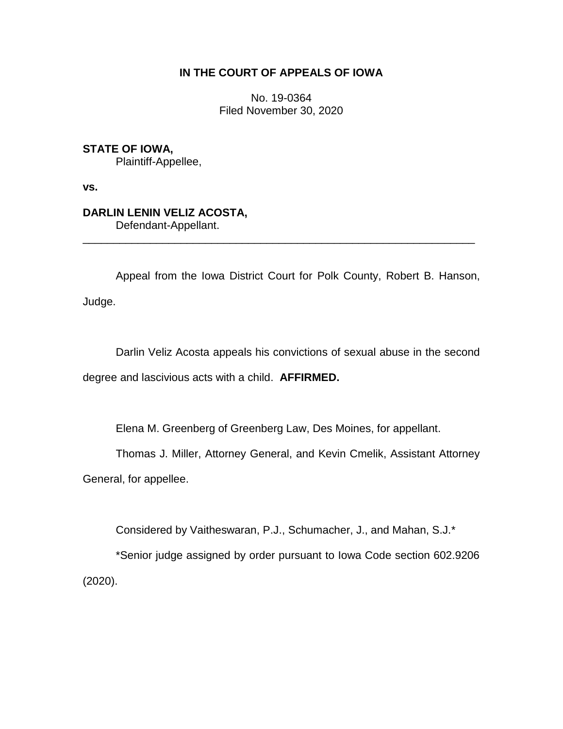**IN THE COURT OF APPEALS OF IOWA**

No. 19-0364
Filed November 30, 2020

**STATE OF IOWA,**
Plaintiff-Appellee,

**vs.**

**DARLIN LENIN VELIZ ACOSTA,**
Defendant-Appellant.

---

Appeal from the Iowa District Court for Polk County, Robert B. Hanson, Judge.

Darlin Veliz Acosta appeals his convictions of sexual abuse in the second degree and lascivious acts with a child. **AFFIRMED.**

Elena M. Greenberg of Greenberg Law, Des Moines, for appellant.

Thomas J. Miller, Attorney General, and Kevin Cmelik, Assistant Attorney General, for appellee.

Considered by Vaitheswaran, P.J., Schumacher, J., and Mahan, S.J.*

*Senior judge assigned by order pursuant to Iowa Code section 602.9206 (2020).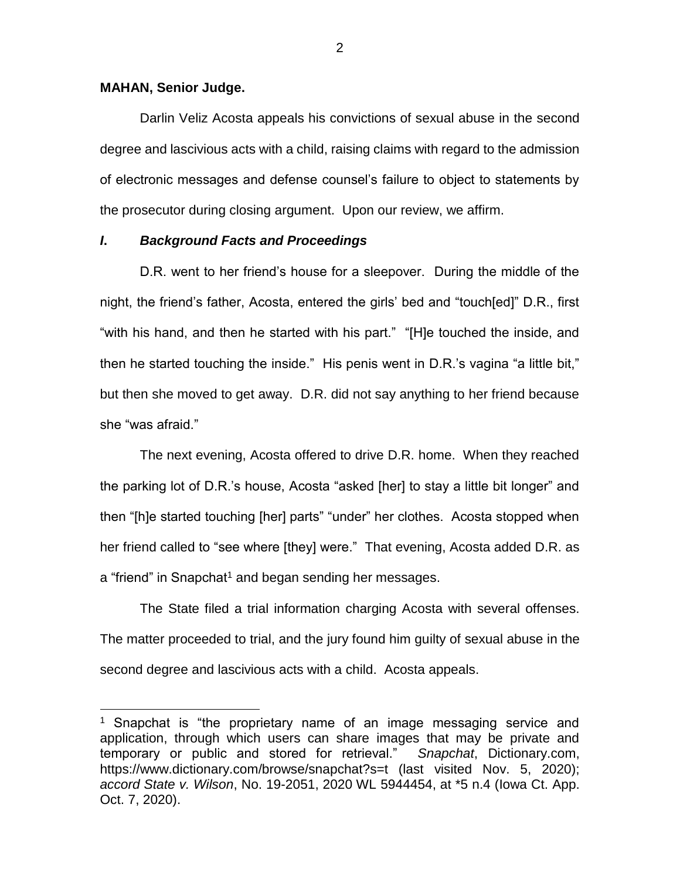**MAHAN, Senior Judge.**

Darlin Veliz Acosta appeals his convictions of sexual abuse in the second degree and lascivious acts with a child, raising claims with regard to the admission of electronic messages and defense counsel's failure to object to statements by the prosecutor during closing argument. Upon our review, we affirm.

### *I. Background Facts and Proceedings*

D.R. went to her friend's house for a sleepover. During the middle of the night, the friend's father, Acosta, entered the girls' bed and "touch[ed]" D.R., first "with his hand, and then he started with his part." "[H]e touched the inside, and then he started touching the inside." His penis went in D.R.'s vagina "a little bit," but then she moved to get away. D.R. did not say anything to her friend because she "was afraid."

The next evening, Acosta offered to drive D.R. home. When they reached the parking lot of D.R.'s house, Acosta "asked [her] to stay a little bit longer" and then "[h]e started touching [her] parts" "under" her clothes. Acosta stopped when her friend called to "see where [they] were." That evening, Acosta added D.R. as a "friend" in Snapchat[1] and began sending her messages.

The State filed a trial information charging Acosta with several offenses. The matter proceeded to trial, and the jury found him guilty of sexual abuse in the second degree and lascivious acts with a child. Acosta appeals.

---

[1] Snapchat is "the proprietary name of an image messaging service and application, through which users can share images that may be private and temporary or public and stored for retrieval." *Snapchat*, Dictionary.com, https://www.dictionary.com/browse/snapchat?s=t (last visited Nov. 5, 2020); *accord State v. Wilson*, No. 19-2051, 2020 WL 5944454, at *5 n.4 (Iowa Ct. App. Oct. 7, 2020).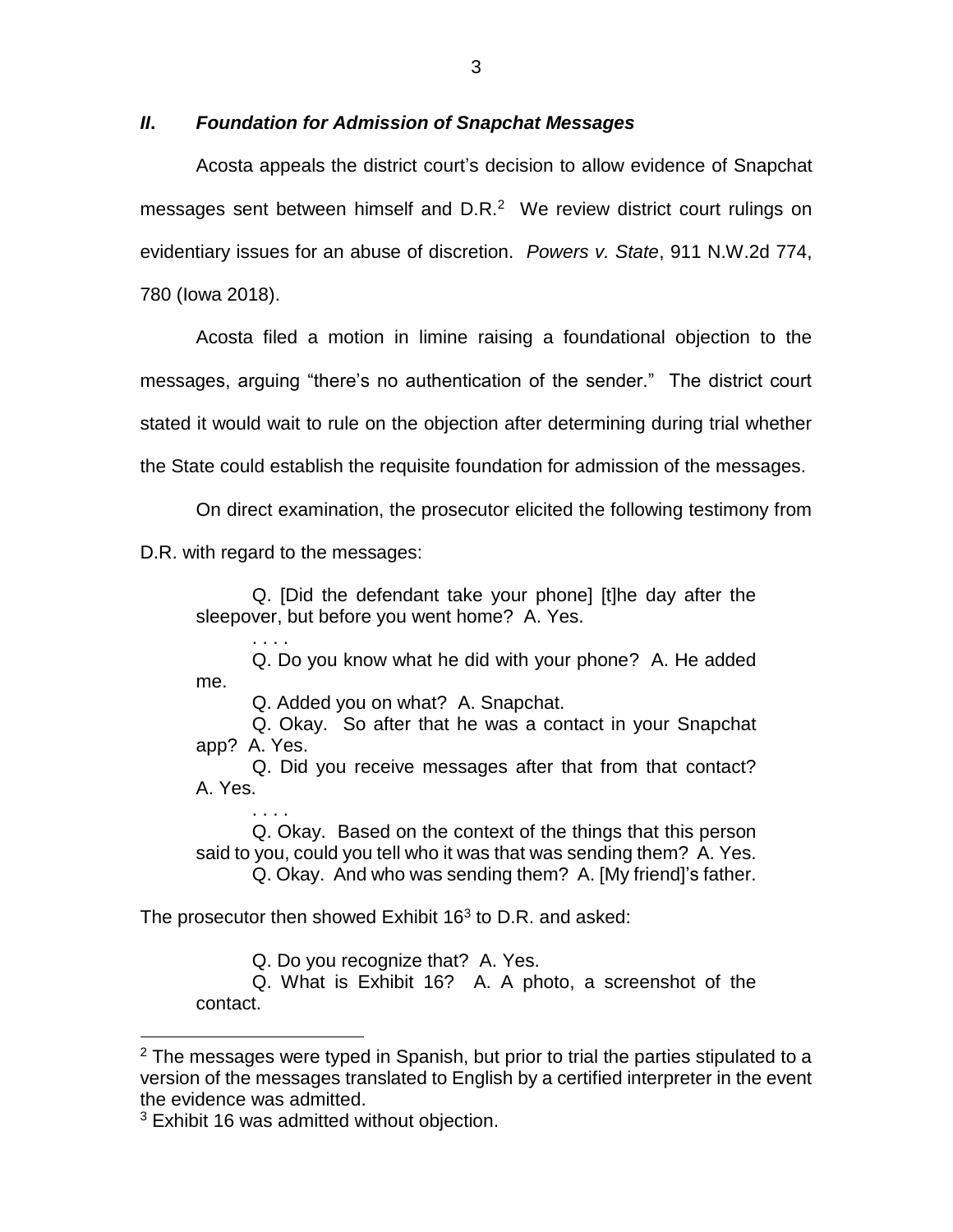## *II. Foundation for Admission of Snapchat Messages*

Acosta appeals the district court's decision to allow evidence of Snapchat messages sent between himself and D.R.[2] We review district court rulings on evidentiary issues for an abuse of discretion. *Powers v. State*, 911 N.W.2d 774, 780 (Iowa 2018).

Acosta filed a motion in limine raising a foundational objection to the messages, arguing "there's no authentication of the sender." The district court stated it would wait to rule on the objection after determining during trial whether the State could establish the requisite foundation for admission of the messages.

On direct examination, the prosecutor elicited the following testimony from D.R. with regard to the messages:

> Q. [Did the defendant take your phone] [t]he day after the sleepover, but before you went home? A. Yes.
>
> . . . .
>
> Q. Do you know what he did with your phone? A. He added me.
>
> Q. Added you on what? A. Snapchat.
>
> Q. Okay. So after that he was a contact in your Snapchat app? A. Yes.
>
> Q. Did you receive messages after that from that contact? A. Yes.
>
> . . . .
>
> Q. Okay. Based on the context of the things that this person said to you, could you tell who it was that was sending them? A. Yes.
>
> Q. Okay. And who was sending them? A. [My friend]'s father.

The prosecutor then showed Exhibit 16[3] to D.R. and asked:

> Q. Do you recognize that? A. Yes.
>
> Q. What is Exhibit 16? A. A photo, a screenshot of the contact.

---

[2] The messages were typed in Spanish, but prior to trial the parties stipulated to a version of the messages translated to English by a certified interpreter in the event the evidence was admitted.

[3] Exhibit 16 was admitted without objection.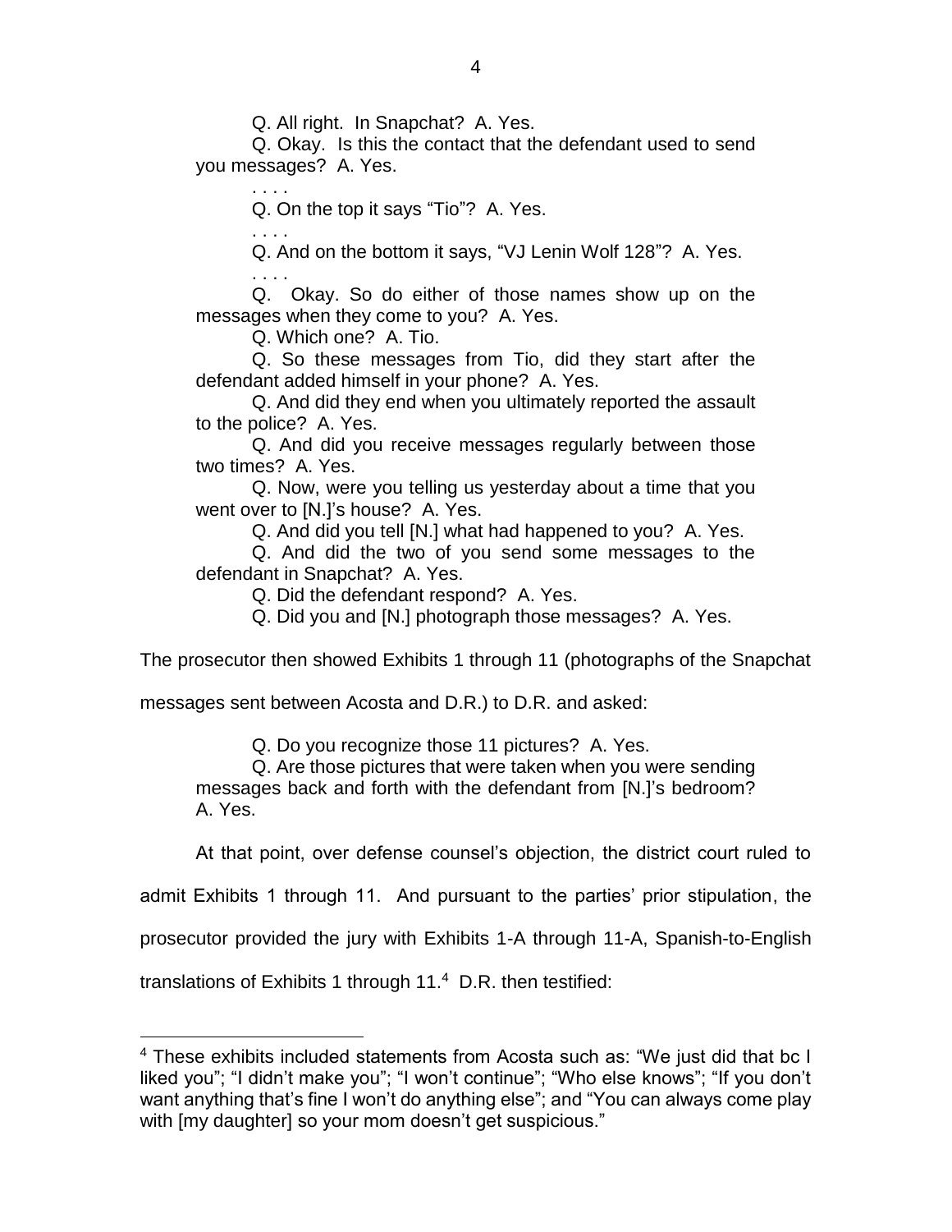> Q. All right. In Snapchat? A. Yes.
>
> Q. Okay. Is this the contact that the defendant used to send you messages? A. Yes.
>
> . . . .
>
> Q. On the top it says "Tio"? A. Yes.
>
> . . . .
>
> Q. And on the bottom it says, "VJ Lenin Wolf 128"? A. Yes.
>
> . . . .
>
> Q. Okay. So do either of those names show up on the messages when they come to you? A. Yes.
>
> Q. Which one? A. Tio.
>
> Q. So these messages from Tio, did they start after the defendant added himself in your phone? A. Yes.
>
> Q. And did they end when you ultimately reported the assault to the police? A. Yes.
>
> Q. And did you receive messages regularly between those two times? A. Yes.
>
> Q. Now, were you telling us yesterday about a time that you went over to [N.]'s house? A. Yes.
>
> Q. And did you tell [N.] what had happened to you? A. Yes.
>
> Q. And did the two of you send some messages to the defendant in Snapchat? A. Yes.
>
> Q. Did the defendant respond? A. Yes.
>
> Q. Did you and [N.] photograph those messages? A. Yes.

The prosecutor then showed Exhibits 1 through 11 (photographs of the Snapchat messages sent between Acosta and D.R.) to D.R. and asked:

> Q. Do you recognize those 11 pictures? A. Yes.
>
> Q. Are those pictures that were taken when you were sending messages back and forth with the defendant from [N.]'s bedroom? A. Yes.

At that point, over defense counsel's objection, the district court ruled to admit Exhibits 1 through 11. And pursuant to the parties' prior stipulation, the prosecutor provided the jury with Exhibits 1-A through 11-A, Spanish-to-English translations of Exhibits 1 through 11.[4] D.R. then testified:

---

[4] These exhibits included statements from Acosta such as: "We just did that bc I liked you"; "I didn't make you"; "I won't continue"; "Who else knows"; "If you don't want anything that's fine I won't do anything else"; and "You can always come play with [my daughter] so your mom doesn't get suspicious."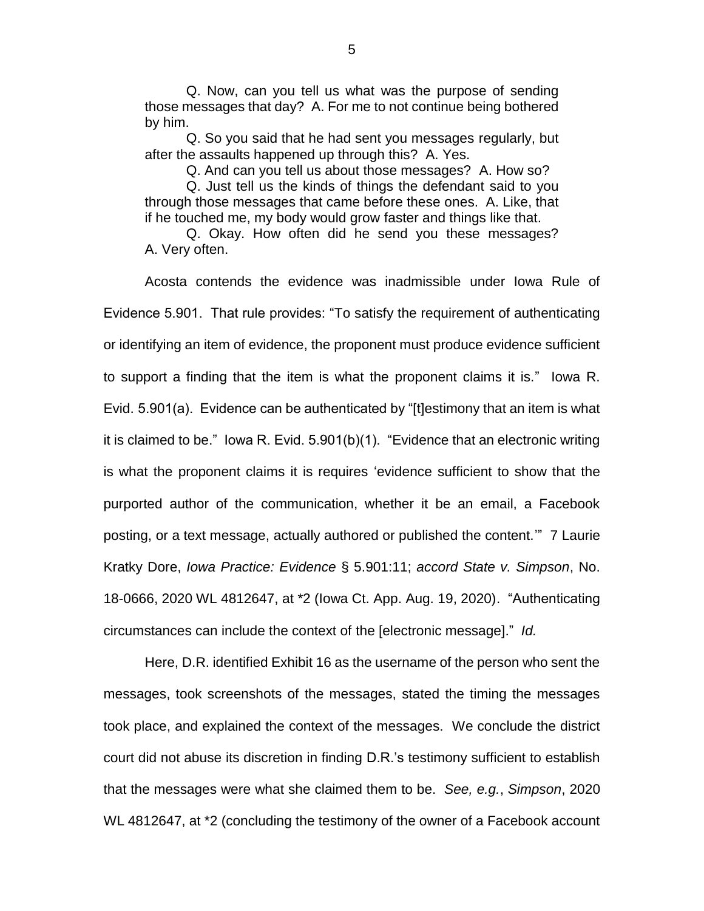> Q. Now, can you tell us what was the purpose of sending those messages that day? A. For me to not continue being bothered by him.
>
> Q. So you said that he had sent you messages regularly, but after the assaults happened up through this? A. Yes.
>
> Q. And can you tell us about those messages? A. How so?
>
> Q. Just tell us the kinds of things the defendant said to you through those messages that came before these ones. A. Like, that if he touched me, my body would grow faster and things like that.
>
> Q. Okay. How often did he send you these messages? A. Very often.

Acosta contends the evidence was inadmissible under Iowa Rule of Evidence 5.901. That rule provides: "To satisfy the requirement of authenticating or identifying an item of evidence, the proponent must produce evidence sufficient to support a finding that the item is what the proponent claims it is." Iowa R. Evid. 5.901(a). Evidence can be authenticated by "[t]estimony that an item is what it is claimed to be." Iowa R. Evid. 5.901(b)(1). "Evidence that an electronic writing is what the proponent claims it is requires 'evidence sufficient to show that the purported author of the communication, whether it be an email, a Facebook posting, or a text message, actually authored or published the content.'" 7 Laurie Kratky Dore, *Iowa Practice: Evidence* § 5.901:11; *accord State v. Simpson*, No. 18-0666, 2020 WL 4812647, at *2 (Iowa Ct. App. Aug. 19, 2020). "Authenticating circumstances can include the context of the [electronic message]." *Id.*

Here, D.R. identified Exhibit 16 as the username of the person who sent the messages, took screenshots of the messages, stated the timing the messages took place, and explained the context of the messages. We conclude the district court did not abuse its discretion in finding D.R.'s testimony sufficient to establish that the messages were what she claimed them to be. *See, e.g.*, *Simpson*, 2020 WL 4812647, at *2 (concluding the testimony of the owner of a Facebook account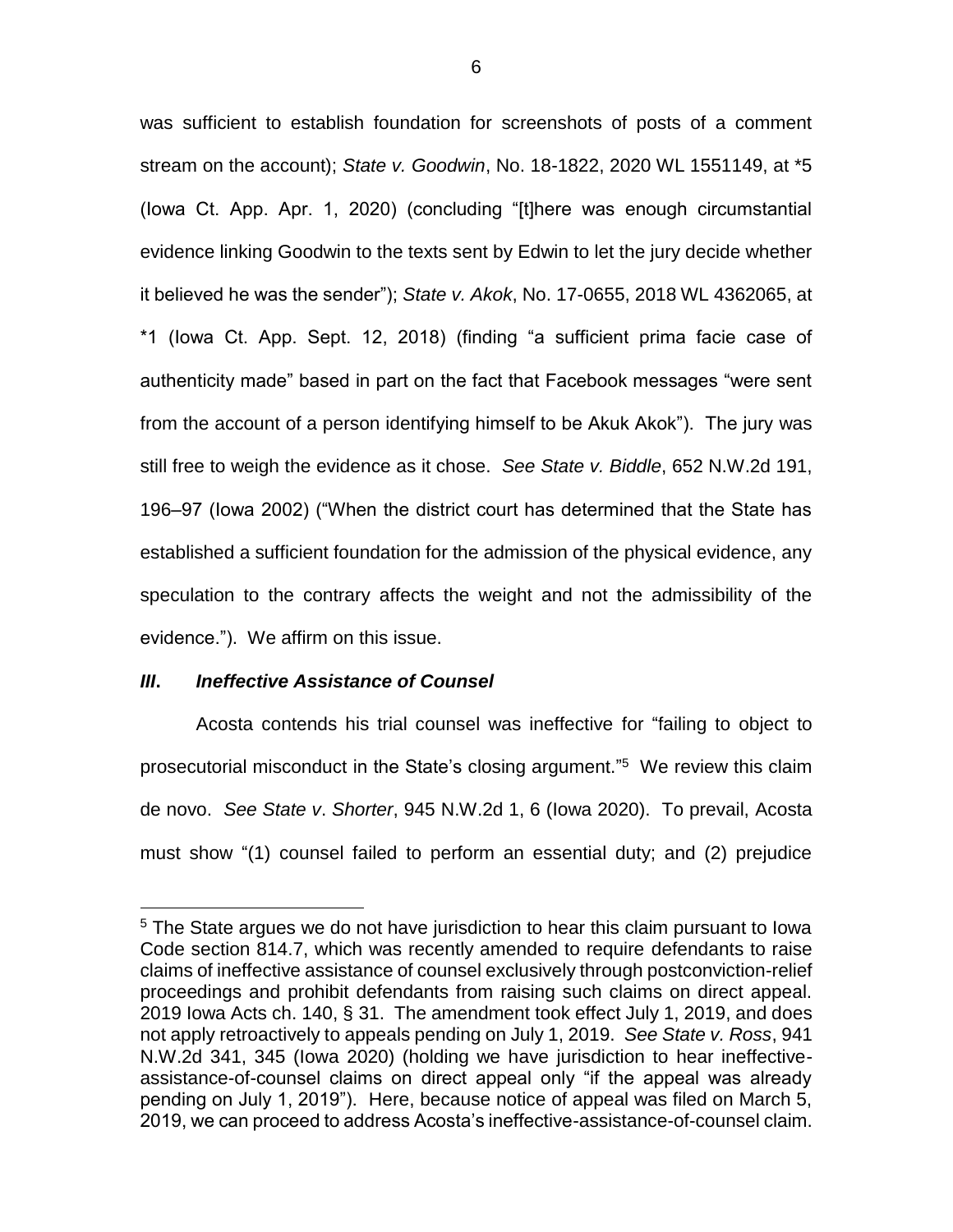was sufficient to establish foundation for screenshots of posts of a comment stream on the account); *State v. Goodwin*, No. 18-1822, 2020 WL 1551149, at *5 (Iowa Ct. App. Apr. 1, 2020) (concluding "[t]here was enough circumstantial evidence linking Goodwin to the texts sent by Edwin to let the jury decide whether it believed he was the sender"); *State v. Akok*, No. 17-0655, 2018 WL 4362065, at *1 (Iowa Ct. App. Sept. 12, 2018) (finding "a sufficient prima facie case of authenticity made" based in part on the fact that Facebook messages "were sent from the account of a person identifying himself to be Akuk Akok"). The jury was still free to weigh the evidence as it chose. *See State v. Biddle*, 652 N.W.2d 191, 196–97 (Iowa 2002) ("When the district court has determined that the State has established a sufficient foundation for the admission of the physical evidence, any speculation to the contrary affects the weight and not the admissibility of the evidence."). We affirm on this issue.

### ***III. Ineffective Assistance of Counsel***

Acosta contends his trial counsel was ineffective for "failing to object to prosecutorial misconduct in the State's closing argument."[5] We review this claim de novo. *See State v. Shorter*, 945 N.W.2d 1, 6 (Iowa 2020). To prevail, Acosta must show "(1) counsel failed to perform an essential duty; and (2) prejudice

---

[5] The State argues we do not have jurisdiction to hear this claim pursuant to Iowa Code section 814.7, which was recently amended to require defendants to raise claims of ineffective assistance of counsel exclusively through postconviction-relief proceedings and prohibit defendants from raising such claims on direct appeal. 2019 Iowa Acts ch. 140, § 31. The amendment took effect July 1, 2019, and does not apply retroactively to appeals pending on July 1, 2019. *See State v. Ross*, 941 N.W.2d 341, 345 (Iowa 2020) (holding we have jurisdiction to hear ineffective-assistance-of-counsel claims on direct appeal only "if the appeal was already pending on July 1, 2019"). Here, because notice of appeal was filed on March 5, 2019, we can proceed to address Acosta's ineffective-assistance-of-counsel claim.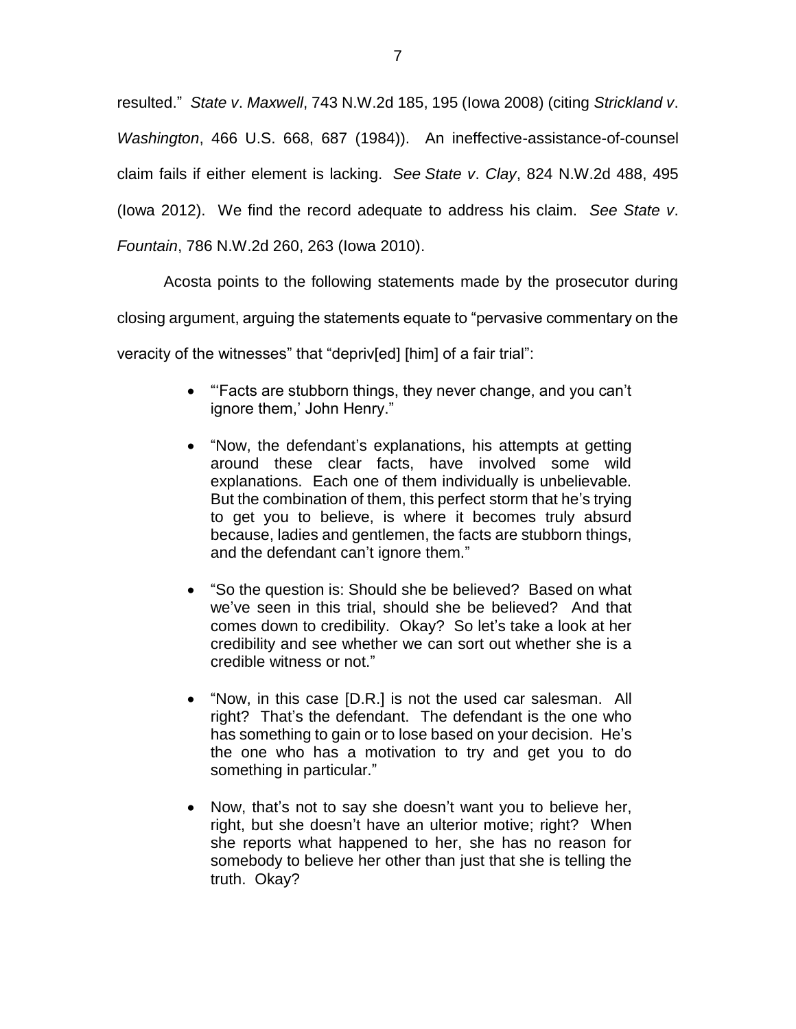resulted." *State v. Maxwell*, 743 N.W.2d 185, 195 (Iowa 2008) (citing *Strickland v. Washington*, 466 U.S. 668, 687 (1984)). An ineffective-assistance-of-counsel claim fails if either element is lacking. *See State v. Clay*, 824 N.W.2d 488, 495 (Iowa 2012). We find the record adequate to address his claim. *See State v. Fountain*, 786 N.W.2d 260, 263 (Iowa 2010).

Acosta points to the following statements made by the prosecutor during closing argument, arguing the statements equate to "pervasive commentary on the veracity of the witnesses" that "depriv[ed] [him] of a fair trial":

- "'Facts are stubborn things, they never change, and you can't ignore them,' John Henry."
- "Now, the defendant's explanations, his attempts at getting around these clear facts, have involved some wild explanations. Each one of them individually is unbelievable. But the combination of them, this perfect storm that he's trying to get you to believe, is where it becomes truly absurd because, ladies and gentlemen, the facts are stubborn things, and the defendant can't ignore them."
- "So the question is: Should she be believed? Based on what we've seen in this trial, should she be believed? And that comes down to credibility. Okay? So let's take a look at her credibility and see whether we can sort out whether she is a credible witness or not."
- "Now, in this case [D.R.] is not the used car salesman. All right? That's the defendant. The defendant is the one who has something to gain or to lose based on your decision. He's the one who has a motivation to try and get you to do something in particular."
- Now, that's not to say she doesn't want you to believe her, right, but she doesn't have an ulterior motive; right? When she reports what happened to her, she has no reason for somebody to believe her other than just that she is telling the truth. Okay?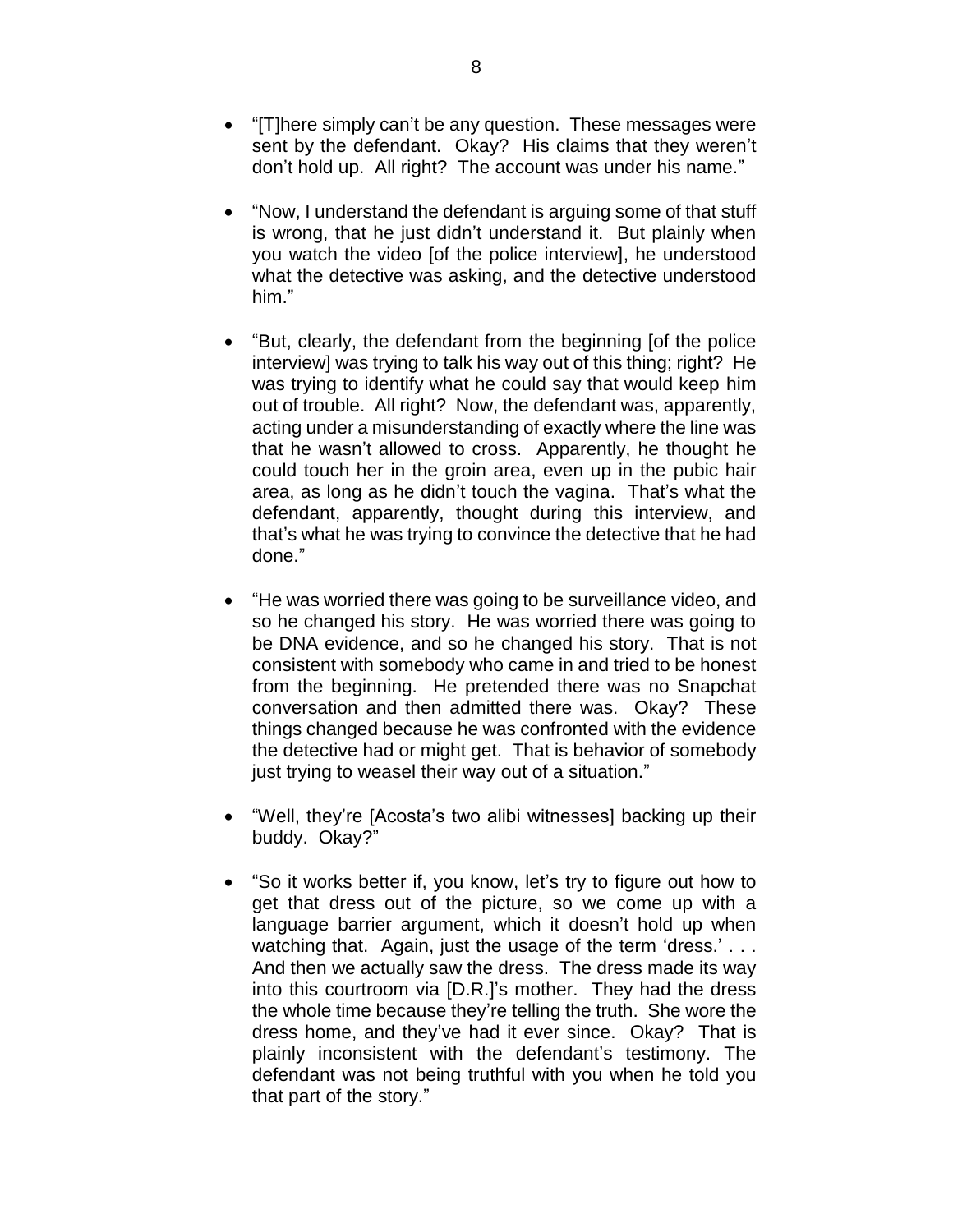- "[T]here simply can't be any question. These messages were sent by the defendant. Okay? His claims that they weren't don't hold up. All right? The account was under his name."

- "Now, I understand the defendant is arguing some of that stuff is wrong, that he just didn't understand it. But plainly when you watch the video [of the police interview], he understood what the detective was asking, and the detective understood him."

- "But, clearly, the defendant from the beginning [of the police interview] was trying to talk his way out of this thing; right? He was trying to identify what he could say that would keep him out of trouble. All right? Now, the defendant was, apparently, acting under a misunderstanding of exactly where the line was that he wasn't allowed to cross. Apparently, he thought he could touch her in the groin area, even up in the pubic hair area, as long as he didn't touch the vagina. That's what the defendant, apparently, thought during this interview, and that's what he was trying to convince the detective that he had done."

- "He was worried there was going to be surveillance video, and so he changed his story. He was worried there was going to be DNA evidence, and so he changed his story. That is not consistent with somebody who came in and tried to be honest from the beginning. He pretended there was no Snapchat conversation and then admitted there was. Okay? These things changed because he was confronted with the evidence the detective had or might get. That is behavior of somebody just trying to weasel their way out of a situation."

- "Well, they're [Acosta's two alibi witnesses] backing up their buddy. Okay?"

- "So it works better if, you know, let's try to figure out how to get that dress out of the picture, so we come up with a language barrier argument, which it doesn't hold up when watching that. Again, just the usage of the term 'dress.' . . . And then we actually saw the dress. The dress made its way into this courtroom via [D.R.]'s mother. They had the dress the whole time because they're telling the truth. She wore the dress home, and they've had it ever since. Okay? That is plainly inconsistent with the defendant's testimony. The defendant was not being truthful with you when he told you that part of the story."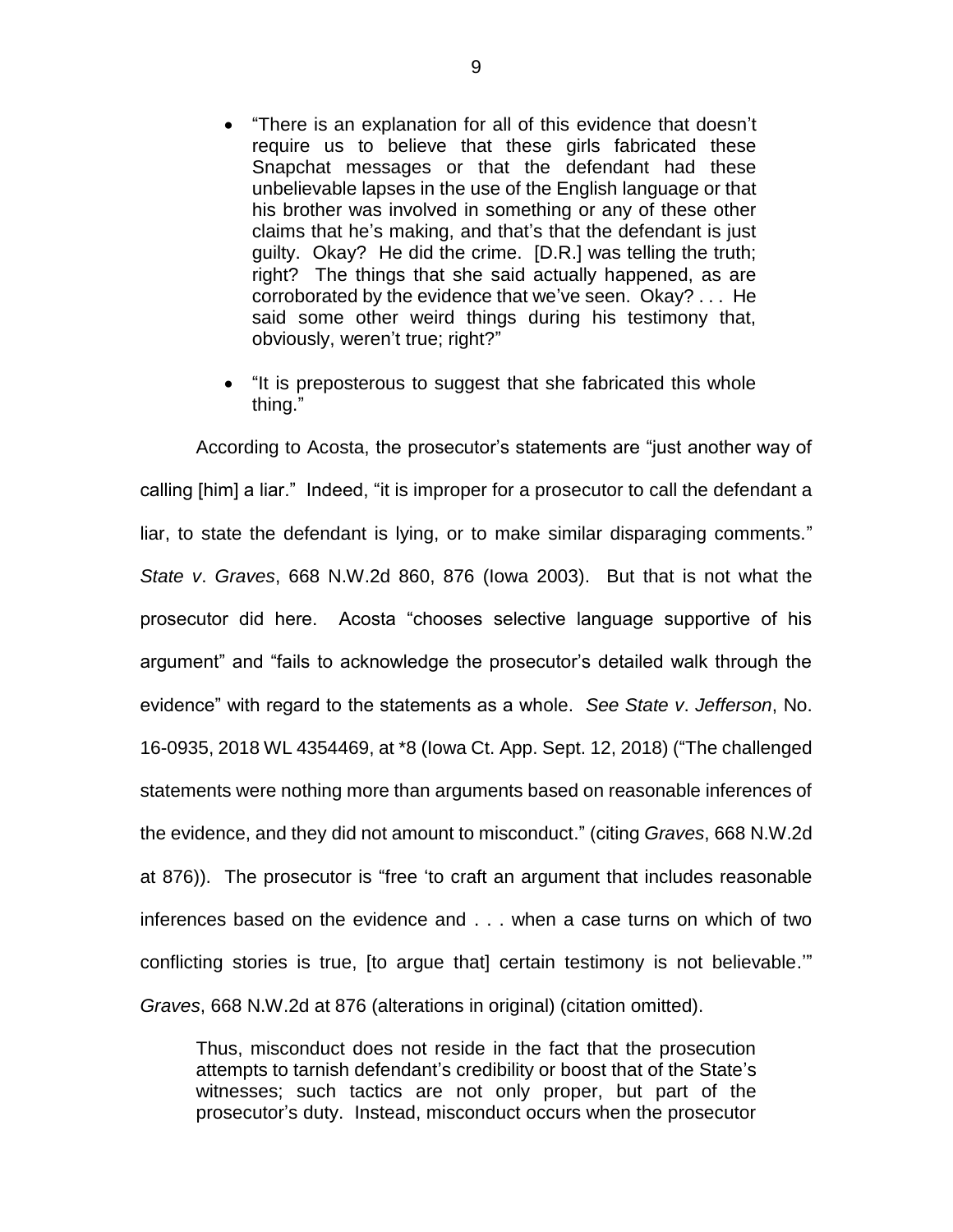- "There is an explanation for all of this evidence that doesn't require us to believe that these girls fabricated these Snapchat messages or that the defendant had these unbelievable lapses in the use of the English language or that his brother was involved in something or any of these other claims that he's making, and that's that the defendant is just guilty. Okay? He did the crime. [D.R.] was telling the truth; right? The things that she said actually happened, as are corroborated by the evidence that we've seen. Okay? . . . He said some other weird things during his testimony that, obviously, weren't true; right?"

- "It is preposterous to suggest that she fabricated this whole thing."

According to Acosta, the prosecutor's statements are "just another way of calling [him] a liar." Indeed, "it is improper for a prosecutor to call the defendant a liar, to state the defendant is lying, or to make similar disparaging comments." *State v. Graves*, 668 N.W.2d 860, 876 (Iowa 2003). But that is not what the prosecutor did here. Acosta "chooses selective language supportive of his argument" and "fails to acknowledge the prosecutor's detailed walk through the evidence" with regard to the statements as a whole. *See State v. Jefferson*, No. 16-0935, 2018 WL 4354469, at *8 (Iowa Ct. App. Sept. 12, 2018) ("The challenged statements were nothing more than arguments based on reasonable inferences of the evidence, and they did not amount to misconduct." (citing *Graves*, 668 N.W.2d at 876)). The prosecutor is "free 'to craft an argument that includes reasonable inferences based on the evidence and . . . when a case turns on which of two conflicting stories is true, [to argue that] certain testimony is not believable.'" *Graves*, 668 N.W.2d at 876 (alterations in original) (citation omitted).

> Thus, misconduct does not reside in the fact that the prosecution attempts to tarnish defendant's credibility or boost that of the State's witnesses; such tactics are not only proper, but part of the prosecutor's duty. Instead, misconduct occurs when the prosecutor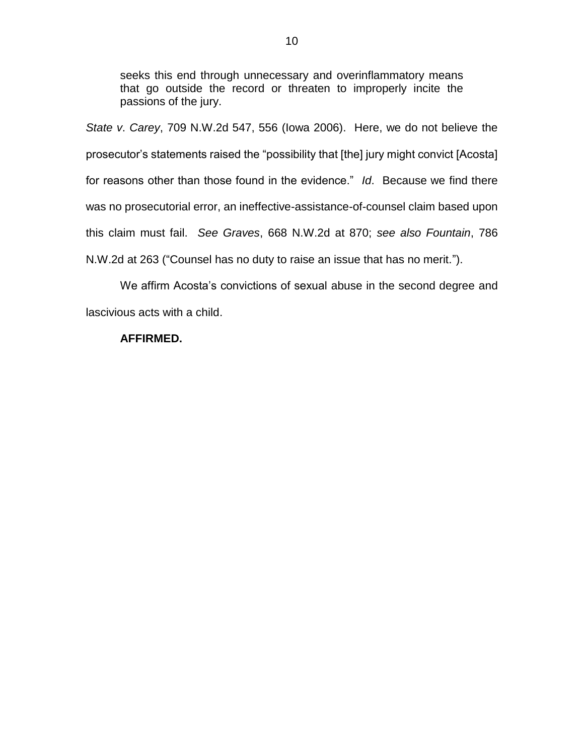> seeks this end through unnecessary and overinflammatory means that go outside the record or threaten to improperly incite the passions of the jury.

*State v. Carey*, 709 N.W.2d 547, 556 (Iowa 2006). Here, we do not believe the prosecutor's statements raised the "possibility that [the] jury might convict [Acosta] for reasons other than those found in the evidence." *Id*. Because we find there was no prosecutorial error, an ineffective-assistance-of-counsel claim based upon this claim must fail. *See Graves*, 668 N.W.2d at 870; *see also Fountain*, 786 N.W.2d at 263 ("Counsel has no duty to raise an issue that has no merit.").

We affirm Acosta's convictions of sexual abuse in the second degree and lascivious acts with a child.

**AFFIRMED.**